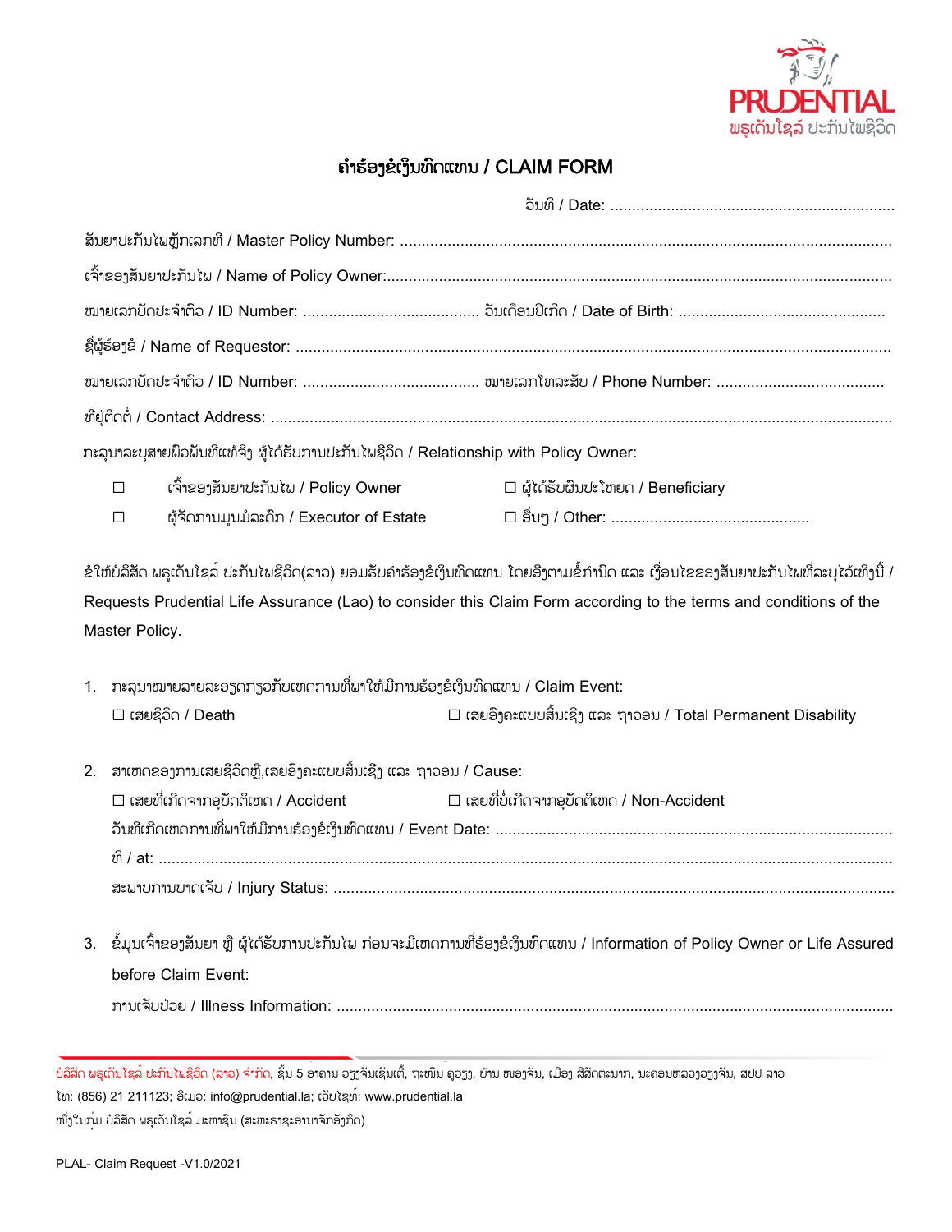PRUDENTIAL
ພຣູເດັນໂຊລ໌ ປະກັນໄພຊີວິດ

# ຄໍາຮ້ອງຂໍເງິນທົດແທນ / CLAIM FORM

ວັນທີ / Date: ..................................................................

ສັນຍາປະກັນໄພຫຼັກເລກທີ / Master Policy Number: ..................................................................................................

ເຈົ້າຂອງສັນຍາປະກັນໄພ / Name of Policy Owner:.....................................................................................................

ໝາຍເລກບັດປະຈໍາຕົວ / ID Number: ......................................... ວັນເດືອນປີເກີດ / Date of Birth: ................................................

ຊື່ຜູ້ຮ້ອງຂໍ / Name of Requestor: ..........................................................................................................................

ໝາຍເລກບັດປະຈໍາຕົວ / ID Number: ......................................... ໝາຍເລກໂທລະສັບ / Phone Number: .......................................

ທີ່ຢູ່ຕິດຕໍ່ / Contact Address: ................................................................................................................................

ກະລຸນາລະບຸສາຍພົວພັນທີ່ແທ້ຈິງ ຜູ້ໄດ້ຮັບການປະກັນໄພຊີວິດ / Relationship with Policy Owner:

- ☐ ເຈົ້າຂອງສັນຍາປະກັນໄພ / Policy Owner
- ☐ ຜູ້ໄດ້ຮັບຜົນປະໂຫຍດ / Beneficiary
- ☐ ຜູ້ຈັດການມູນມໍລະດົກ / Executor of Estate
- ☐ ອື່ນໆ / Other: ..............................................

ຂໍໃຫ້ບໍລິສັດ ພຣູເດັນໂຊລ໌ ປະກັນໄພຊີວິດ(ລາວ) ຍອມຮັບຄໍາຮ້ອງຂໍເງິນທົດແທນ ໂດຍອີງຕາມຂໍ້ກໍານົດ ແລະ ເງື່ອນໄຂຂອງສັນຍາປະກັນໄພທີ່ລະບຸໄວ້ເທິງນີ້ / Requests Prudential Life Assurance (Lao) to consider this Claim Form according to the terms and conditions of the Master Policy.

1. ກະລຸນາໝາຍລາຍລະອຽດກ່ຽວກັບເຫດການທີ່ພາໃຫ້ມີການຮ້ອງຂໍເງິນທົດແທນ / Claim Event:

   ☐ ເສຍຊີວິດ / Death ☐ ເສຍອົງຄະແບບສິ້ນເຊີງ ແລະ ຖາວອນ / Total Permanent Disability

2. ສາເຫດຂອງການເສຍຊີວິດຫຼື,ເສຍອົງຄະແບບສິ້ນເຊີງ ແລະ ຖາວອນ / Cause:

   ☐ ເສຍທີ່ເກີດຈາກອຸບັດຕິເຫດ / Accident ☐ ເສຍທີ່ບໍ່ເກີດຈາກອຸບັດຕິເຫດ / Non-Accident

   ວັນທີເກີດເຫດການທີ່ພາໃຫ້ມີການຮ້ອງຂໍເງິນທົດແທນ / Event Date: ............................................................................

   ທີ່ / at: ..................................................................................................................................................

   ສະພາບການບາດເຈັບ / Injury Status: ................................................................................................

3. ຂໍ້ມູນເຈົ້າຂອງສັນຍາ ຫຼື ຜູ້ໄດ້ຮັບການປະກັນໄພ ກ່ອນຈະມີເຫດການທີ່ຮ້ອງຂໍເງິນທົດແທນ / Information of Policy Owner or Life Assured before Claim Event:

   ການເຈັບປ່ວຍ / Illness Information: ................................................................................................

ບໍລິສັດ ພຣູເດັນໂຊລ໌ ປະກັນໄພຊີວິດ (ລາວ) ຈໍາກັດ, ຊັ້ນ 5 ອາຄານ ວຽງຈັນເຊັນເຕີ້, ຖະໜົນ ຄູວຽງ, ບ້ານ ໜອງຈັນ, ເມືອງ ສີສັດຕະນາກ, ນະຄອນຫລວງວຽງຈັນ, ສປປ ລາວ
ໂທ: (856) 21 211123; ອີເມວ: info@prudential.la; ເວັບໄຊທ໌: www.prudential.la
ໜຶ່ງໃນກຸ່ມ ບໍລິສັດ ພຣູເດັນໂຊລ໌ ມະຫາຊົນ (ສະຫະຣາຊະອານາຈັກອັງກິດ)

PLAL- Claim Request -V1.0/2021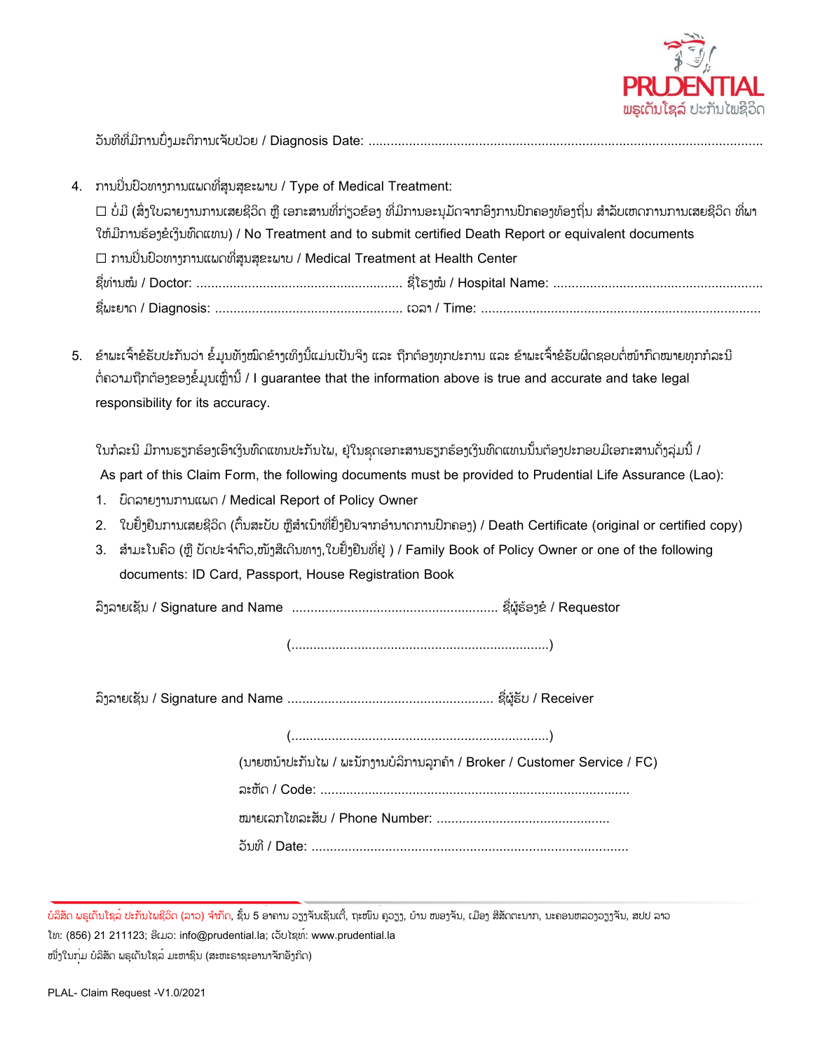ວັນທີທີ່ມີການບົ່ງມະຕິການເຈັບປ່ວຍ / Diagnosis Date: ...........................................................................................................

4. ການປິ່ນປົວທາງການແພດທີ່ສຸກສະພາບ / Type of Medical Treatment:

   ☐ ບໍ່ມີ (ສົ່ງໃບລາຍງານການເສຍຊີວິດ ຫຼື ເອກະສານທີ່ກ່ຽວຂ້ອງ ທີ່ມີການອະນຸມັດຈາກອົງການປົກຄອງທ້ອງຖິ່ນ ສຳລັບເຫດການການເສຍຊີວິດ ທີ່ພາໃຫ້ມີການຮ້ອງຂໍເງິນທົດແທນ) / No Treatment and to submit certified Death Report or equivalent documents

   ☐ ການປິ່ນປົວທາງການແພດທີ່ສຸກສະພາບ / Medical Treatment at Health Center

   ຊື່ທ່ານໝໍ / Doctor: ....................................................... ຊື່ໂຮງໝໍ / Hospital Name: ........................................................

   ຊື່ພະຍາດ / Diagnosis: .................................................. ເວລາ / Time: ...........................................................................

5. ຂ້າພະເຈົ້າຂໍຮັບປະກັນວ່າ ຂໍ້ມູນທັງໝົດຂ້າງເທິງນີ້ແມ່ນເປັນຈິງ ແລະ ຖືກຕ້ອງທຸກປະການ ແລະ ຂ້າພະເຈົ້າຂໍຮັບຜິດຊອບຕໍ່ໜ້າທີ່ດໝາຍທຸກກໍລະນີຕໍ່ຄວາມຖືກຕ້ອງຂອງຂໍ້ມູນເຫຼົ່ານີ້ / I guarantee that the information above is true and accurate and take legal responsibility for its accuracy.

ໃນກໍລະນີ ມີການຮຽກຮ້ອງເອົາເງິນທົດແທນປະກັນໄພ, ຢູ່ໃນຊຸດເອກະສານຮຽກຮ້ອງເງິນທົດແທນນັ້ນຕ້ອງປະກອບມີເອກະສານດັ່ງລຸ່ມນີ້ / As part of this Claim Form, the following documents must be provided to Prudential Life Assurance (Lao):

1. ບົດລາຍງານການແພດ / Medical Report of Policy Owner
2. ໃບຢັ້ງຢືນການເສຍຊີວິດ (ຕົ້ນສະບັບ ຫຼືສຳເນົາທີ່ຢັ້ງຢືນຈາກອຳນາດການປົກຄອງ) / Death Certificate (original or certified copy)
3. ສຳມະໂນຄົວ (ຫຼື ບັດປະຈຳຕົວ,ໜັງສືເດີນທາງ,ໃບຢັ້ງຢືນທີ່ຢູ່ ) / Family Book of Policy Owner or one of the following documents: ID Card, Passport, House Registration Book

ລົງລາຍເຊັນ / Signature and Name ........................................................ ຊື່ຜູ້ຮ້ອງຂໍ / Requestor

(.......................................................................)

ລົງລາຍເຊັນ / Signature and Name ........................................................ ຊື່ຜູ້ຮັບ / Receiver

(.......................................................................)

(ນາຍໜ້າປະກັນໄພ / ພະນັກງານບໍລິການລູກຄ້າ / Broker / Customer Service / FC)

ລະຫັດ / Code: ....................................................................................

ໝາຍເລກໂທລະສັບ / Phone Number: ...............................................

ວັນທີ / Date: ......................................................................................

ບໍລິສັດ ພຣູເດັນໂຊລ໌ ປະກັນໄພຊີວິດ (ລາວ) ຈຳກັດ, ຊັ້ນ 5 ອາຄານ ວຽງຈັນເຊັນເຕີ້, ຖະໜົນ ຄູວຽງ, ບ້ານ ໜອງຈັນ, ເມືອງ ສີສັດຕະນາກ, ນະຄອນຫລວງວຽງຈັນ, ສປປ ລາວ
ໂທ: (856) 21 211123; ອີເມວ: info@prudential.la; ເວັບໄຊທ໌: www.prudential.la
ໜຶ່ງໃນກຸ່ມ ບໍລິສັດ ພຣູເດັນໂຊລ໌ ມະຫາຊົນ (ສະຫະຣາຊະອານາຈັກອັງກິດ)

PLAL- Claim Request -V1.0/2021